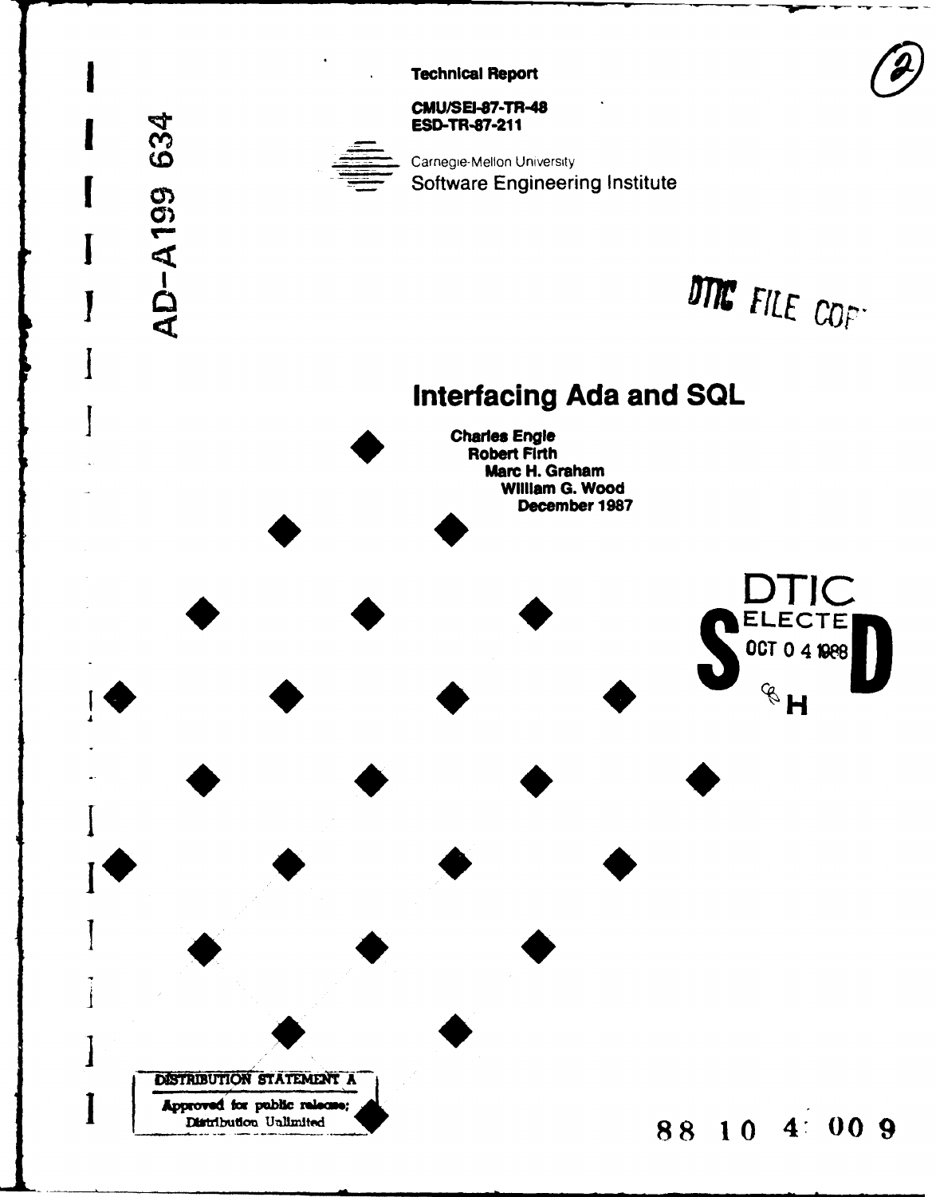Technical Report

CMU/SEI-87-TR-48
ESD-TR-87-211

Carnegie-Mellon University
Software Engineering Institute

AD-A199 634

DTIC FILE COPY

# Interfacing Ada and SQL

**Charles Engle**
**Robert Firth**
**Marc H. Graham**
**William G. Wood**
**December 1987**

DTIC
ELECTE
OCT 0 4 1988
S D
H

DISTRIBUTION STATEMENT A
Approved for public release;
Distribution Unlimited

88 10 4 009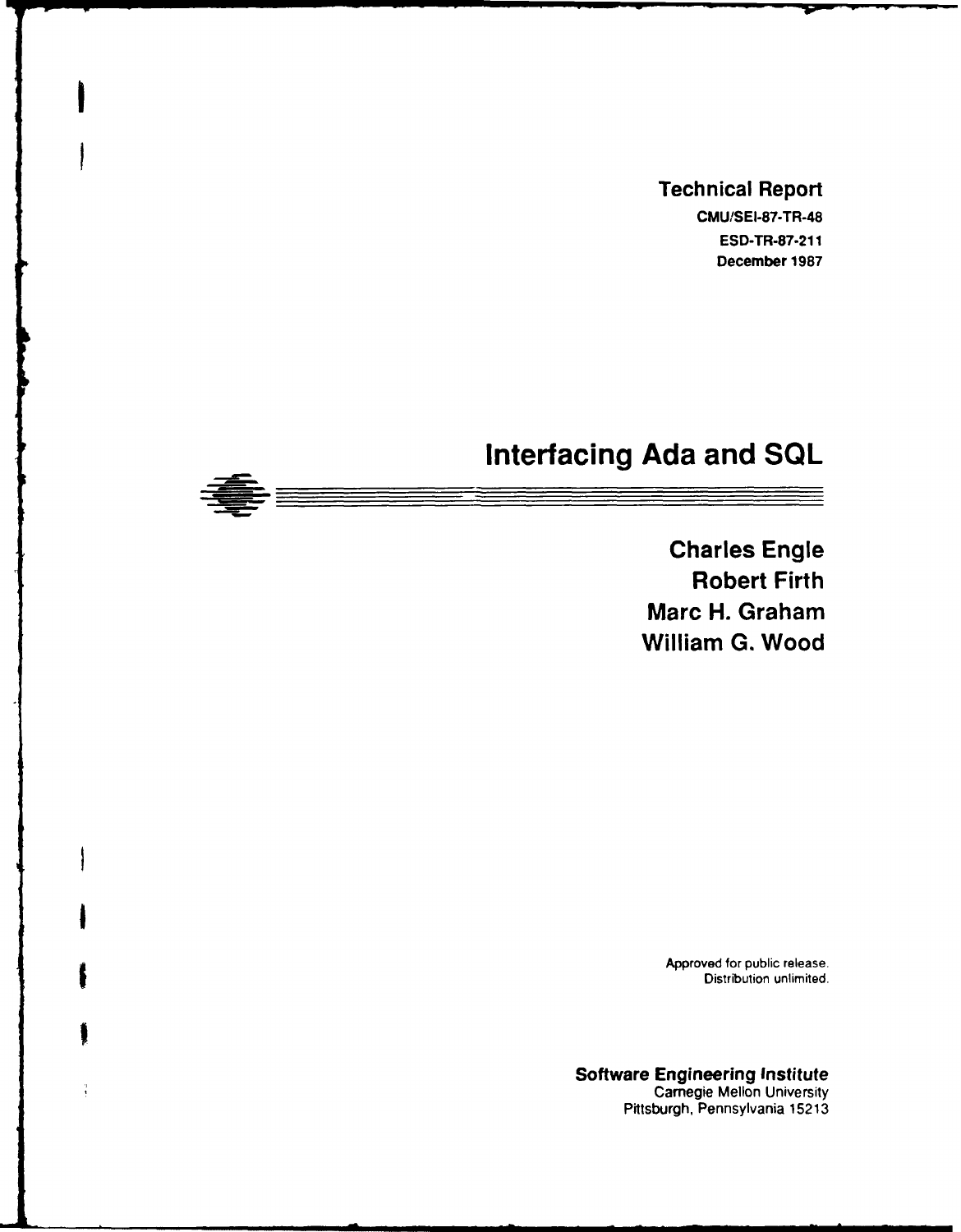**Technical Report**

**CMU/SEI-87-TR-48**
**ESD-TR-87-211**
**December 1987**

# Interfacing Ada and SQL

**Charles Engle**
**Robert Firth**
**Marc H. Graham**
**William G. Wood**

Approved for public release.
Distribution unlimited.

**Software Engineering Institute**
Carnegie Mellon University
Pittsburgh, Pennsylvania 15213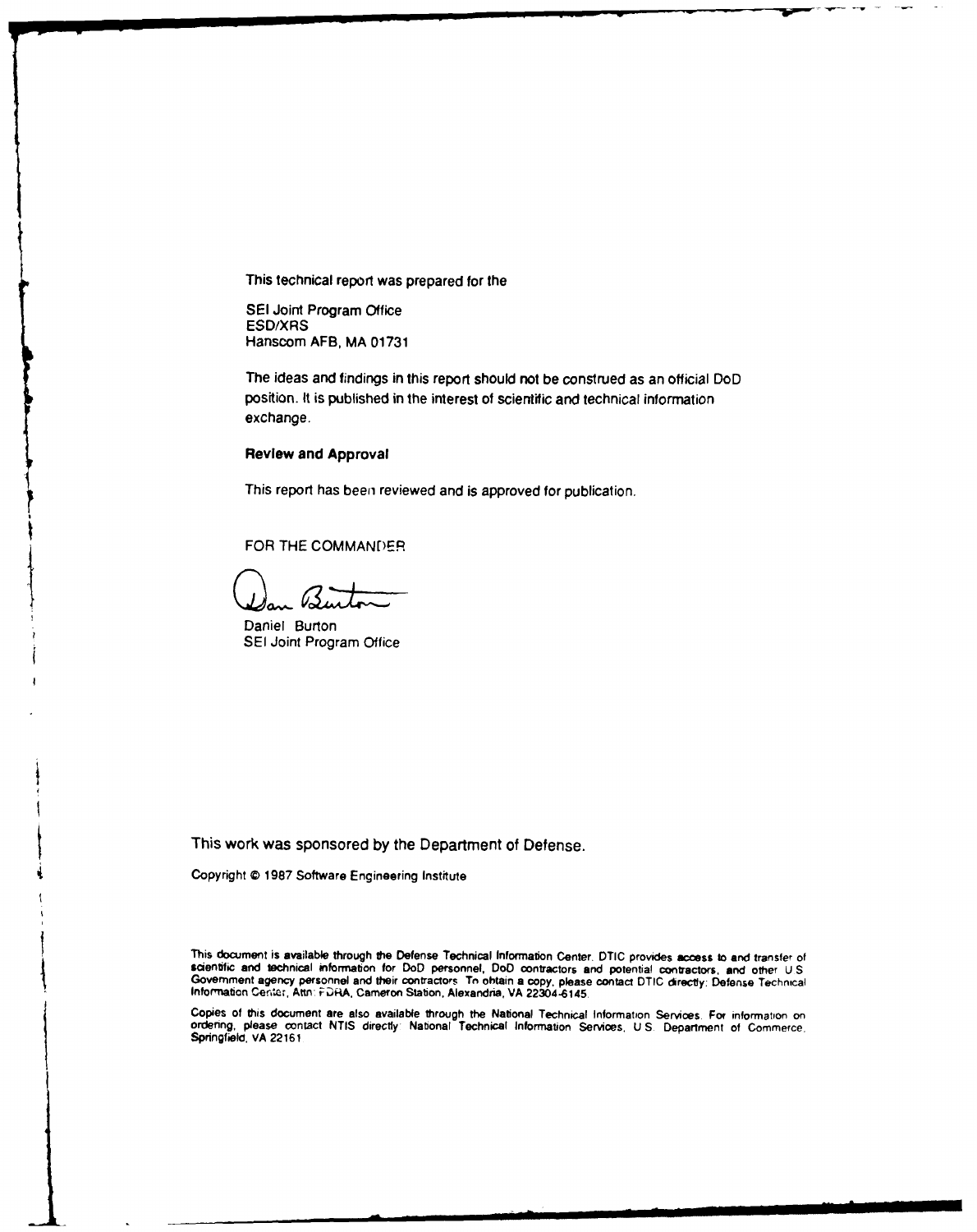This technical report was prepared for the

SEI Joint Program Office
ESD/XRS
Hanscom AFB, MA 01731

The ideas and findings in this report should not be construed as an official DoD position. It is published in the interest of scientific and technical information exchange.

**Review and Approval**

This report has been reviewed and is approved for publication.

FOR THE COMMANDER

Daniel Burton
SEI Joint Program Office

This work was sponsored by the Department of Defense.

Copyright © 1987 Software Engineering Institute

This document is available through the Defense Technical Information Center. DTIC provides access to and transfer of scientific and technical information for DoD personnel, DoD contractors and potential contractors, and other U.S. Government agency personnel and their contractors. To obtain a copy, please contact DTIC directly: Defense Technical Information Center, Attn: FDRA, Cameron Station, Alexandria, VA 22304-6145.

Copies of this document are also available through the National Technical Information Services. For information on ordering, please contact NTIS directly: National Technical Information Services, U.S. Department of Commerce, Springfield, VA 22161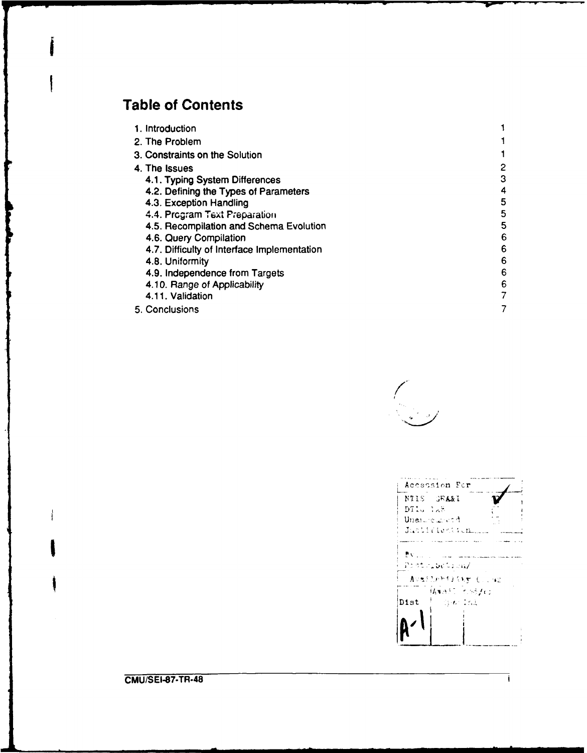# Table of Contents

| | |
|---|---|
| 1. Introduction | 1 |
| 2. The Problem | 1 |
| 3. Constraints on the Solution | 1 |
| 4. The Issues | 2 |
| 4.1. Typing System Differences | 3 |
| 4.2. Defining the Types of Parameters | 4 |
| 4.3. Exception Handling | 5 |
| 4.4. Program Text Preparation | 5 |
| 4.5. Recompilation and Schema Evolution | 5 |
| 4.6. Query Compilation | 6 |
| 4.7. Difficulty of Interface Implementation | 6 |
| 4.8. Uniformity | 6 |
| 4.9. Independence from Targets | 6 |
| 4.10. Range of Applicability | 6 |
| 4.11. Validation | 7 |
| 5. Conclusions | 7 |

| Accession For | |
|---|---|
| NTIS GRA&I | ✓ |
| DTIC TAB | |
| Unannounced | |
| Justification | |
| By | |
| Distribution/ | |
| Availability Codes | |
| Dist | Avail and/or Special |
| A-1 | |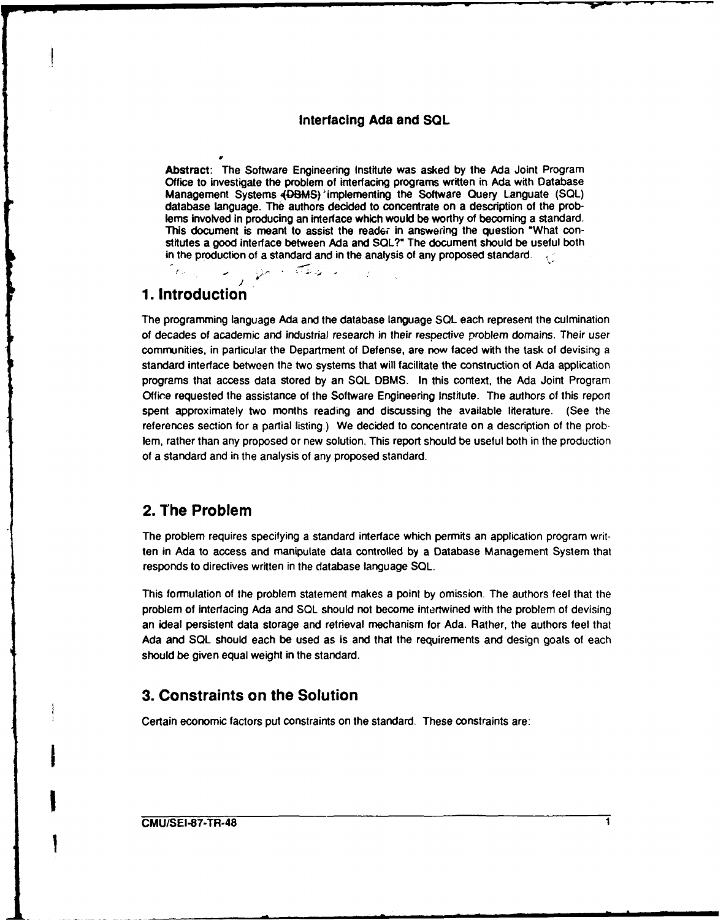# Interfacing Ada and SQL

**Abstract**: The Software Engineering Institute was asked by the Ada Joint Program Office to investigate the problem of interfacing programs written in Ada with Database Management Systems (DBMS) implementing the Software Query Languate (SQL) database language. The authors decided to concentrate on a description of the problems involved in producing an interface which would be worthy of becoming a standard. This document is meant to assist the reader in answering the question "What constitutes a good interface between Ada and SQL?" The document should be useful both in the production of a standard and in the analysis of any proposed standard.

## 1. Introduction

The programming language Ada and the database language SQL each represent the culmination of decades of academic and industrial research in their respective problem domains. Their user communities, in particular the Department of Defense, are now faced with the task of devising a standard interface between the two systems that will facilitate the construction of Ada application programs that access data stored by an SQL DBMS. In this context, the Ada Joint Program Office requested the assistance of the Software Engineering Institute. The authors of this report spent approximately two months reading and discussing the available literature. (See the references section for a partial listing.) We decided to concentrate on a description of the problem, rather than any proposed or new solution. This report should be useful both in the production of a standard and in the analysis of any proposed standard.

## 2. The Problem

The problem requires specifying a standard interface which permits an application program written in Ada to access and manipulate data controlled by a Database Management System that responds to directives written in the database language SQL.

This formulation of the problem statement makes a point by omission. The authors feel that the problem of interfacing Ada and SQL should not become intertwined with the problem of devising an ideal persistent data storage and retrieval mechanism for Ada. Rather, the authors feel that Ada and SQL should each be used as is and that the requirements and design goals of each should be given equal weight in the standard.

## 3. Constraints on the Solution

Certain economic factors put constraints on the standard. These constraints are: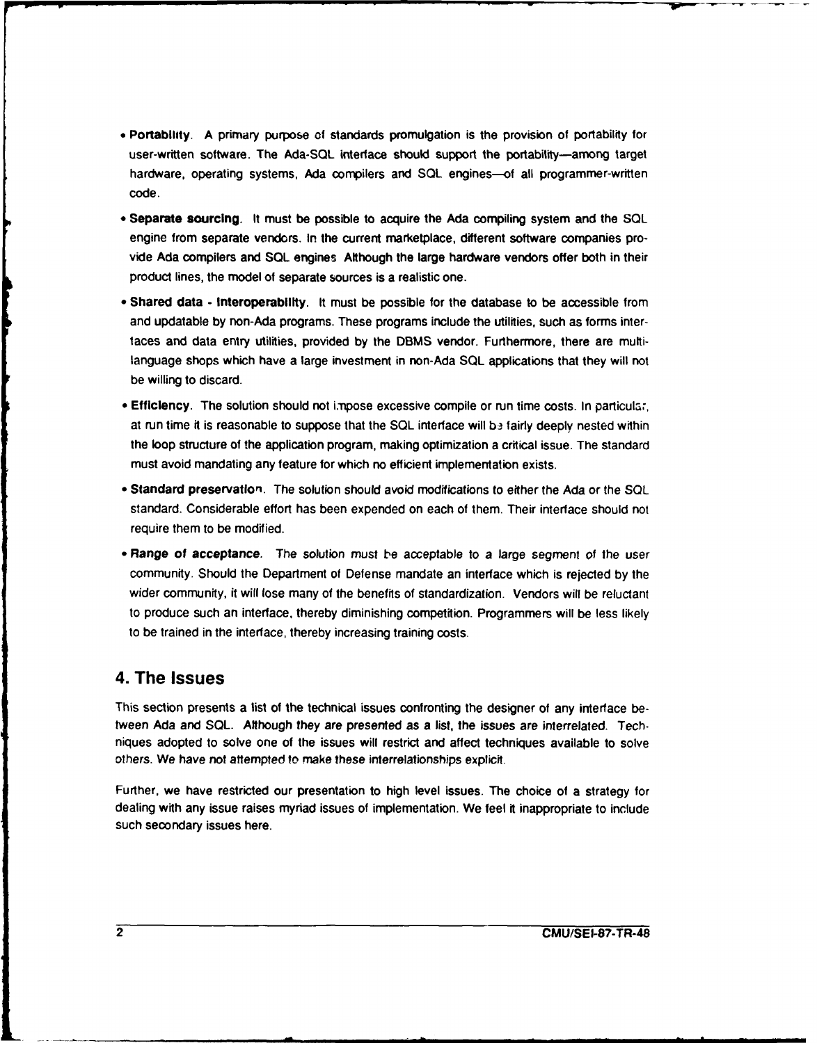- **Portability**. A primary purpose of standards promulgation is the provision of portability for user-written software. The Ada-SQL interface should support the portability—among target hardware, operating systems, Ada compilers and SQL engines—of all programmer-written code.

- **Separate sourcing**. It must be possible to acquire the Ada compiling system and the SQL engine from separate vendors. In the current marketplace, different software companies provide Ada compilers and SQL engines Although the large hardware vendors offer both in their product lines, the model of separate sources is a realistic one.

- **Shared data - Interoperability**. It must be possible for the database to be accessible from and updatable by non-Ada programs. These programs include the utilities, such as forms interfaces and data entry utilities, provided by the DBMS vendor. Furthermore, there are multi-language shops which have a large investment in non-Ada SQL applications that they will not be willing to discard.

- **Efficiency**. The solution should not impose excessive compile or run time costs. In particular, at run time it is reasonable to suppose that the SQL interface will be fairly deeply nested within the loop structure of the application program, making optimization a critical issue. The standard must avoid mandating any feature for which no efficient implementation exists.

- **Standard preservation**. The solution should avoid modifications to either the Ada or the SQL standard. Considerable effort has been expended on each of them. Their interface should not require them to be modified.

- **Range of acceptance**. The solution must be acceptable to a large segment of the user community. Should the Department of Defense mandate an interface which is rejected by the wider community, it will lose many of the benefits of standardization. Vendors will be reluctant to produce such an interface, thereby diminishing competition. Programmers will be less likely to be trained in the interface, thereby increasing training costs.

## 4. The Issues

This section presents a list of the technical issues confronting the designer of any interface between Ada and SQL. Although they are presented as a list, the issues are interrelated. Techniques adopted to solve one of the issues will restrict and affect techniques available to solve others. We have not attempted to make these interrelationships explicit.

Further, we have restricted our presentation to high level issues. The choice of a strategy for dealing with any issue raises myriad issues of implementation. We feel it inappropriate to include such secondary issues here.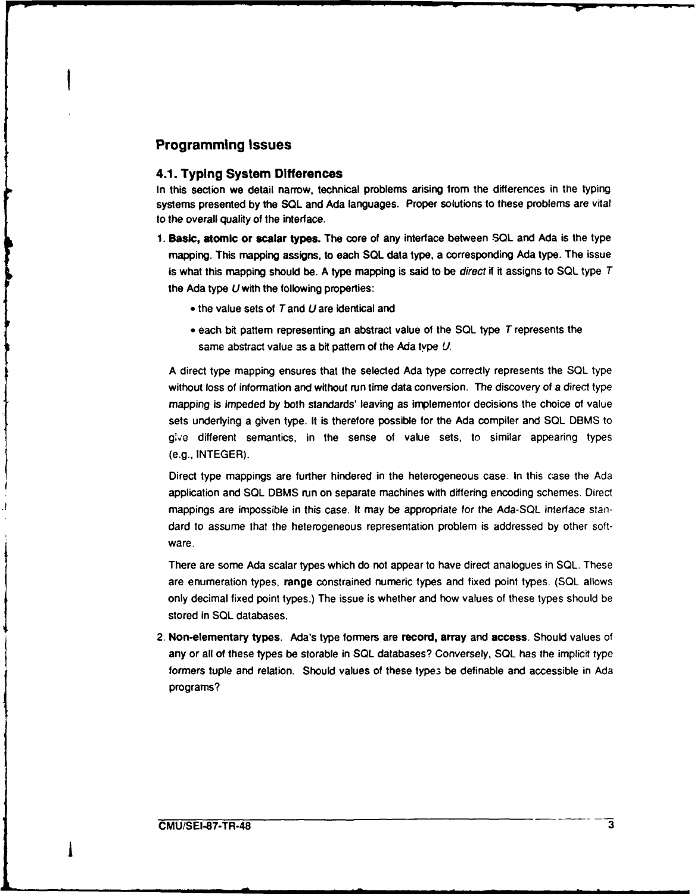# Programming Issues

## 4.1. Typing System Differences

In this section we detail narrow, technical problems arising from the differences in the typing systems presented by the SQL and Ada languages. Proper solutions to these problems are vital to the overall quality of the interface.

1. **Basic, atomic or scalar types.** The core of any interface between SQL and Ada is the type mapping. This mapping assigns, to each SQL data type, a corresponding Ada type. The issue is what this mapping should be. A type mapping is said to be *direct* if it assigns to SQL type $T$ the Ada type $U$ with the following properties:

   - the value sets of $T$ and $U$ are identical and
   - each bit pattern representing an abstract value of the SQL type $T$ represents the same abstract value as a bit pattern of the Ada type $U$.

   A direct type mapping ensures that the selected Ada type correctly represents the SQL type without loss of information and without run time data conversion. The discovery of a direct type mapping is impeded by both standards' leaving as implementor decisions the choice of value sets underlying a given type. It is therefore possible for the Ada compiler and SQL DBMS to give different semantics, in the sense of value sets, to similar appearing types (e.g., INTEGER).

   Direct type mappings are further hindered in the heterogeneous case. In this case the Ada application and SQL DBMS run on separate machines with differing encoding schemes. Direct mappings are impossible in this case. It may be appropriate for the Ada-SQL interface standard to assume that the heterogeneous representation problem is addressed by other software.

   There are some Ada scalar types which do not appear to have direct analogues in SQL. These are enumeration types, **range** constrained numeric types and fixed point types. (SQL allows only decimal fixed point types.) The issue is whether and how values of these types should be stored in SQL databases.

2. **Non-elementary types.** Ada's type formers are **record, array** and **access**. Should values of any or all of these types be storable in SQL databases? Conversely, SQL has the implicit type formers tuple and relation. Should values of these types be definable and accessible in Ada programs?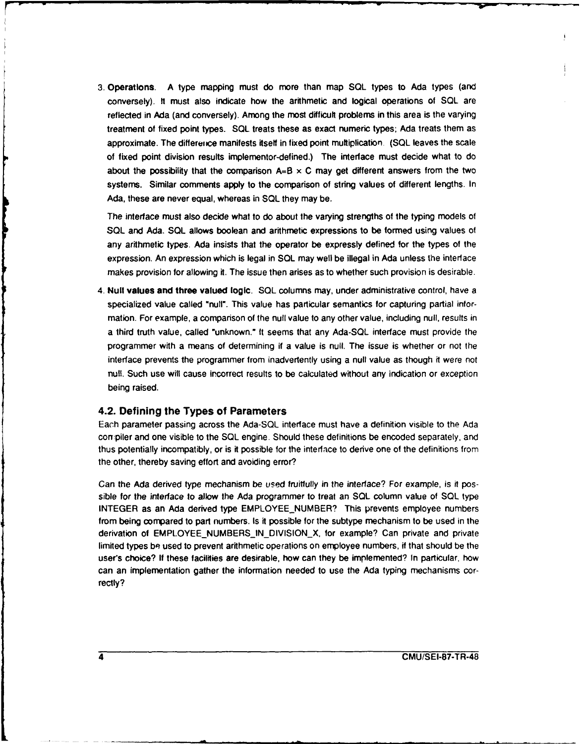3. **Operations**. A type mapping must do more than map SQL types to Ada types (and conversely). It must also indicate how the arithmetic and logical operations of SQL are reflected in Ada (and conversely). Among the most difficult problems in this area is the varying treatment of fixed point types. SQL treats these as exact numeric types; Ada treats them as approximate. The difference manifests itself in fixed point multiplication. (SQL leaves the scale of fixed point division results implementor-defined.) The interface must decide what to do about the possibility that the comparison $A=B \times C$ may get different answers from the two systems. Similar comments apply to the comparison of string values of different lengths. In Ada, these are never equal, whereas in SQL they may be.

   The interface must also decide what to do about the varying strengths of the typing models of SQL and Ada. SQL allows boolean and arithmetic expressions to be formed using values of any arithmetic types. Ada insists that the operator be expressly defined for the types of the expression. An expression which is legal in SQL may well be illegal in Ada unless the interface makes provision for allowing it. The issue then arises as to whether such provision is desirable.

4. **Null values and three valued logic**. SQL columns may, under administrative control, have a specialized value called "null". This value has particular semantics for capturing partial information. For example, a comparison of the null value to any other value, including null, results in a third truth value, called "unknown." It seems that any Ada-SQL interface must provide the programmer with a means of determining if a value is null. The issue is whether or not the interface prevents the programmer from inadvertently using a null value as though it were not null. Such use will cause incorrect results to be calculated without any indication or exception being raised.

## 4.2. Defining the Types of Parameters

Each parameter passing across the Ada-SQL interface must have a definition visible to the Ada compiler and one visible to the SQL engine. Should these definitions be encoded separately, and thus potentially incompatibly, or is it possible for the interface to derive one of the definitions from the other, thereby saving effort and avoiding error?

Can the Ada derived type mechanism be used fruitfully in the interface? For example, is it possible for the interface to allow the Ada programmer to treat an SQL column value of SQL type INTEGER as an Ada derived type EMPLOYEE_NUMBER? This prevents employee numbers from being compared to part numbers. Is it possible for the subtype mechanism to be used in the derivation of EMPLOYEE_NUMBERS_IN_DIVISION_X, for example? Can private and private limited types be used to prevent arithmetic operations on employee numbers, if that should be the user's choice? If these facilities are desirable, how can they be implemented? In particular, how can an implementation gather the information needed to use the Ada typing mechanisms correctly?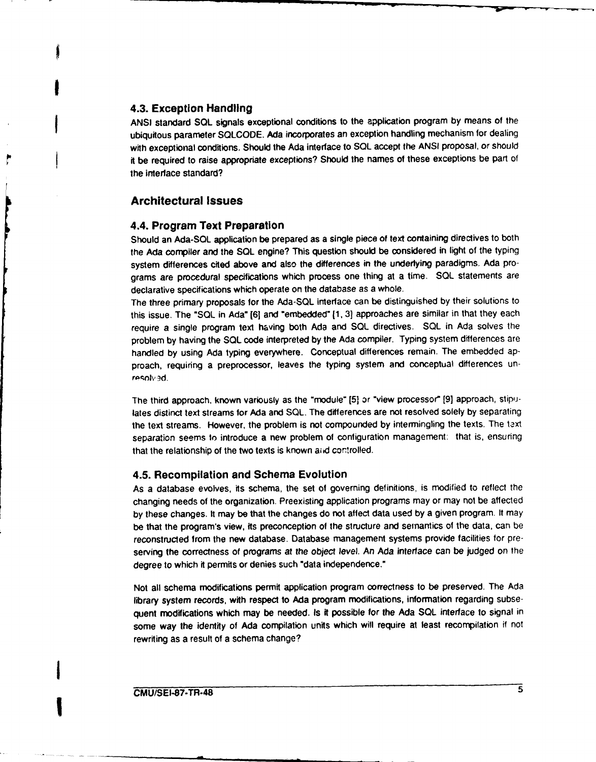### 4.3. Exception Handling

ANSI standard SQL signals exceptional conditions to the application program by means of the ubiquitous parameter SQLCODE. Ada incorporates an exception handling mechanism for dealing with exceptional conditions. Should the Ada interface to SQL accept the ANSI proposal, or should it be required to raise appropriate exceptions? Should the names of these exceptions be part of the interface standard?

## Architectural Issues

### 4.4. Program Text Preparation

Should an Ada-SQL application be prepared as a single piece of text containing directives to both the Ada compiler and the SQL engine? This question should be considered in light of the typing system differences cited above and also the differences in the underlying paradigms. Ada programs are procedural specifications which process one thing at a time. SQL statements are declarative specifications which operate on the database as a whole.

The three primary proposals for the Ada-SQL interface can be distinguished by their solutions to this issue. The "SQL in Ada" [6] and "embedded" [1, 3] approaches are similar in that they each require a single program text having both Ada and SQL directives. SQL in Ada solves the problem by having the SQL code interpreted by the Ada compiler. Typing system differences are handled by using Ada typing everywhere. Conceptual differences remain. The embedded approach, requiring a preprocessor, leaves the typing system and conceptual differences unresolved.

The third approach, known variously as the "module" [5] or "view processor" [9] approach, stipulates distinct text streams for Ada and SQL. The differences are not resolved solely by separating the text streams. However, the problem is not compounded by intermingling the texts. The text separation seems to introduce a new problem of configuration management: that is, ensuring that the relationship of the two texts is known and controlled.

### 4.5. Recompilation and Schema Evolution

As a database evolves, its schema, the set of governing definitions, is modified to reflect the changing needs of the organization. Preexisting application programs may or may not be affected by these changes. It may be that the changes do not affect data used by a given program. It may be that the program's view, its preconception of the structure and semantics of the data, can be reconstructed from the new database. Database management systems provide facilities for preserving the correctness of programs *at the object level*. An Ada interface can be judged on the degree to which it permits or denies such "data independence."

Not all schema modifications permit application program correctness to be preserved. The Ada library system records, with respect to Ada program modifications, information regarding subsequent modifications which may be needed. Is it possible for the Ada SQL interface to signal in some way the identity of Ada compilation units which will require at least recompilation if not rewriting as a result of a schema change?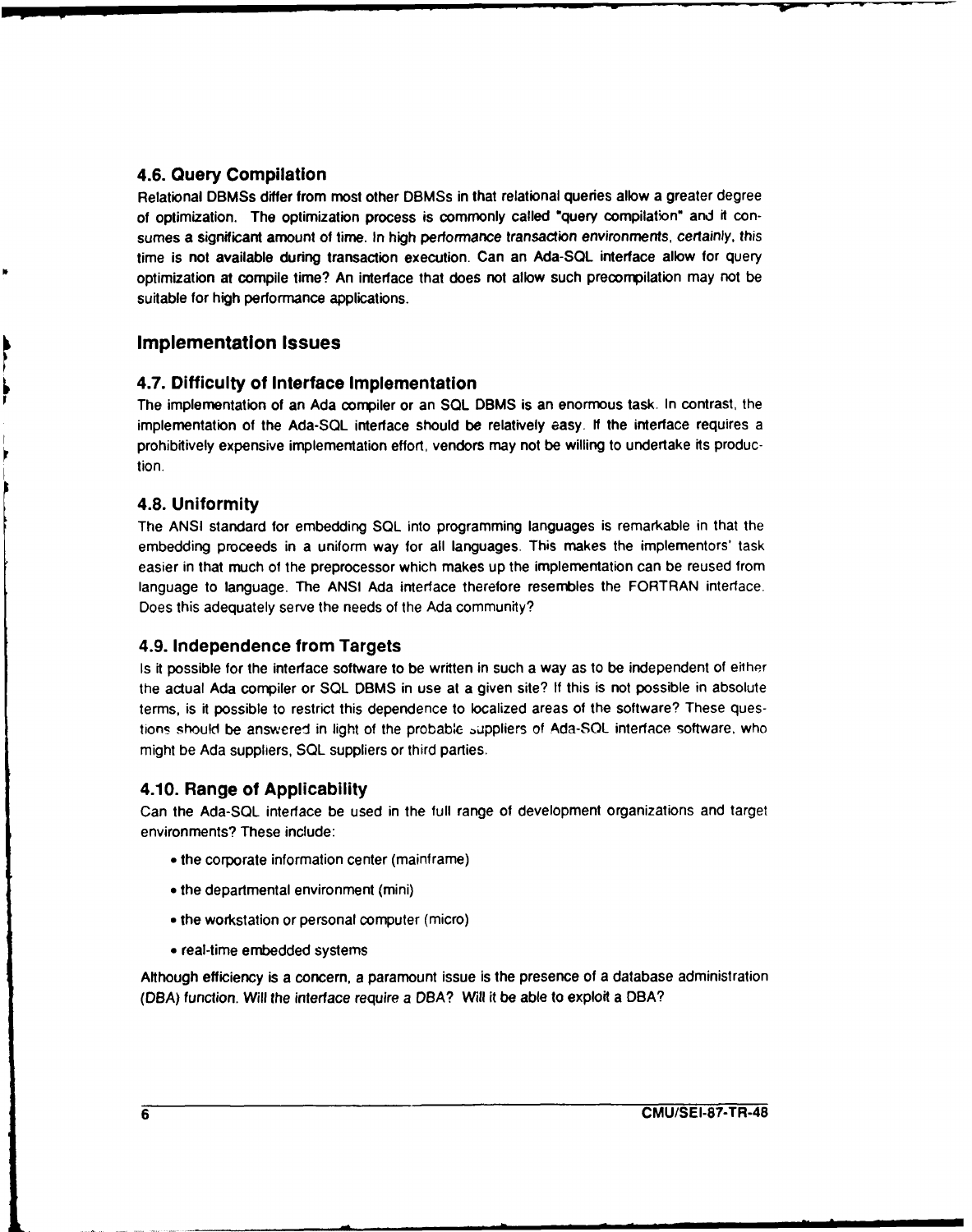### 4.6. Query Compilation

Relational DBMSs differ from most other DBMSs in that relational queries allow a greater degree of optimization. The optimization process is commonly called "query compilation" and it consumes a significant amount of time. In high performance transaction environments, certainly, this time is not available during transaction execution. Can an Ada-SQL interface allow for query optimization at compile time? An interface that does not allow such precompilation may not be suitable for high performance applications.

## Implementation Issues

### 4.7. Difficulty of Interface Implementation

The implementation of an Ada compiler or an SQL DBMS is an enormous task. In contrast, the implementation of the Ada-SQL interface should be relatively easy. If the interface requires a prohibitively expensive implementation effort, vendors may not be willing to undertake its production.

### 4.8. Uniformity

The ANSI standard for embedding SQL into programming languages is remarkable in that the embedding proceeds in a uniform way for all languages. This makes the implementors' task easier in that much of the preprocessor which makes up the implementation can be reused from language to language. The ANSI Ada interface therefore resembles the FORTRAN interface. Does this adequately serve the needs of the Ada community?

### 4.9. Independence from Targets

Is it possible for the interface software to be written in such a way as to be independent of either the actual Ada compiler or SQL DBMS in use at a given site? If this is not possible in absolute terms, is it possible to restrict this dependence to localized areas of the software? These questions should be answered in light of the probable suppliers of Ada-SQL interface software, who might be Ada suppliers, SQL suppliers or third parties.

### 4.10. Range of Applicability

Can the Ada-SQL interface be used in the full range of development organizations and target environments? These include:

- the corporate information center (mainframe)
- the departmental environment (mini)
- the workstation or personal computer (micro)
- real-time embedded systems

Although efficiency is a concern, a paramount issue is the presence of a database administration (DBA) function. Will the interface require a DBA? Will it be able to exploit a DBA?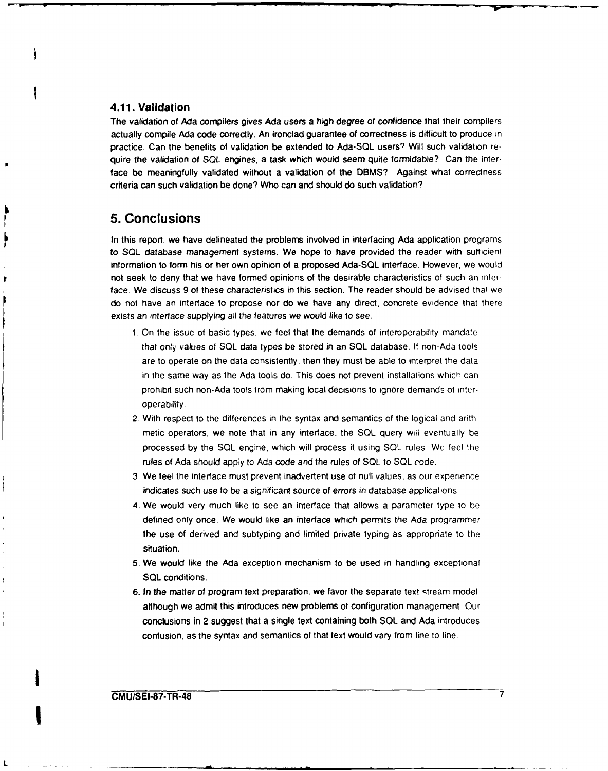### 4.11. Validation

The validation of Ada compilers gives Ada users a high degree of confidence that their compilers actually compile Ada code correctly. An ironclad guarantee of correctness is difficult to produce in practice. Can the benefits of validation be extended to Ada-SQL users? Will such validation require the validation of SQL engines, a task which would seem quite formidable? Can the interface be meaningfully validated without a validation of the DBMS? Against what correctness criteria can such validation be done? Who can and should do such validation?

## 5. Conclusions

In this report, we have delineated the problems involved in interfacing Ada application programs to SQL database management systems. We hope to have provided the reader with sufficient information to form his or her own opinion of a proposed Ada-SQL interface. However, we would not seek to deny that we have formed opinions of the desirable characteristics of such an interface. We discuss 9 of these characteristics in this section. The reader should be advised that we do not have an interface to propose nor do we have any direct, concrete evidence that there exists an interface supplying all the features we would like to see.

1. On the issue of basic types, we feel that the demands of interoperability mandate that only values of SQL data types be stored in an SQL database. If non-Ada tools are to operate on the data consistently, then they must be able to interpret the data in the same way as the Ada tools do. This does not prevent installations which can prohibit such non-Ada tools from making local decisions to ignore demands of interoperability.
2. With respect to the differences in the syntax and semantics of the logical and arithmetic operators, we note that in any interface, the SQL query will eventually be processed by the SQL engine, which will process it using SQL rules. We feel the rules of Ada should apply to Ada code and the rules of SQL to SQL code.
3. We feel the interface must prevent inadvertent use of null values, as our experience indicates such use to be a significant source of errors in database applications.
4. We would very much like to see an interface that allows a parameter type to be defined only once. We would like an interface which permits the Ada programmer the use of derived and subtyping and limited private typing as appropriate to the situation.
5. We would like the Ada exception mechanism to be used in handling exceptional SQL conditions.
6. In the matter of program text preparation, we favor the separate text stream model although we admit this introduces new problems of configuration management. Our conclusions in 2 suggest that a single text containing both SQL and Ada introduces confusion, as the syntax and semantics of that text would vary from line to line.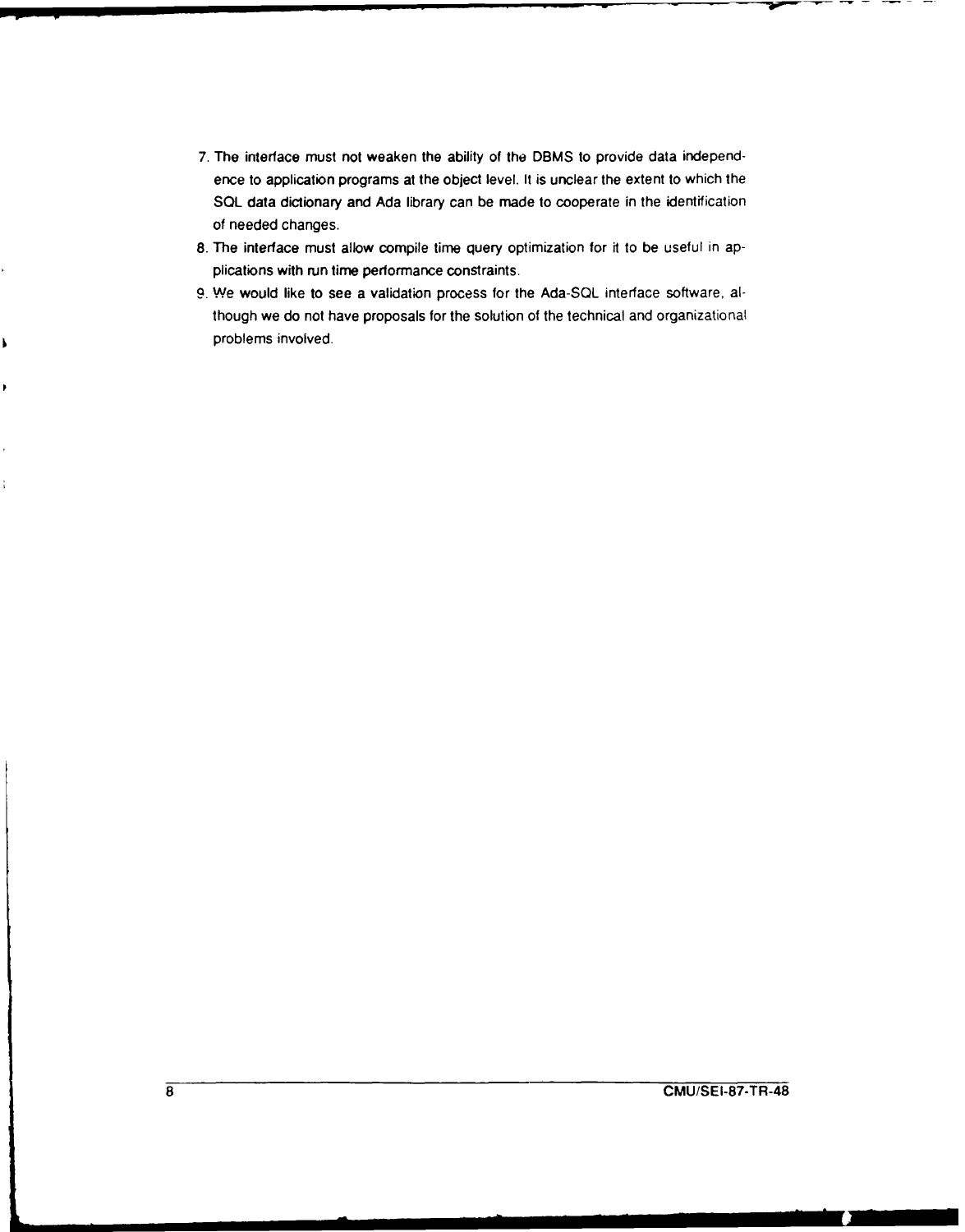7. The interface must not weaken the ability of the DBMS to provide data independence to application programs at the object level. It is unclear the extent to which the SQL data dictionary and Ada library can be made to cooperate in the identification of needed changes.
8. The interface must allow compile time query optimization for it to be useful in applications with run time performance constraints.
9. We would like to see a validation process for the Ada-SQL interface software, although we do not have proposals for the solution of the technical and organizational problems involved.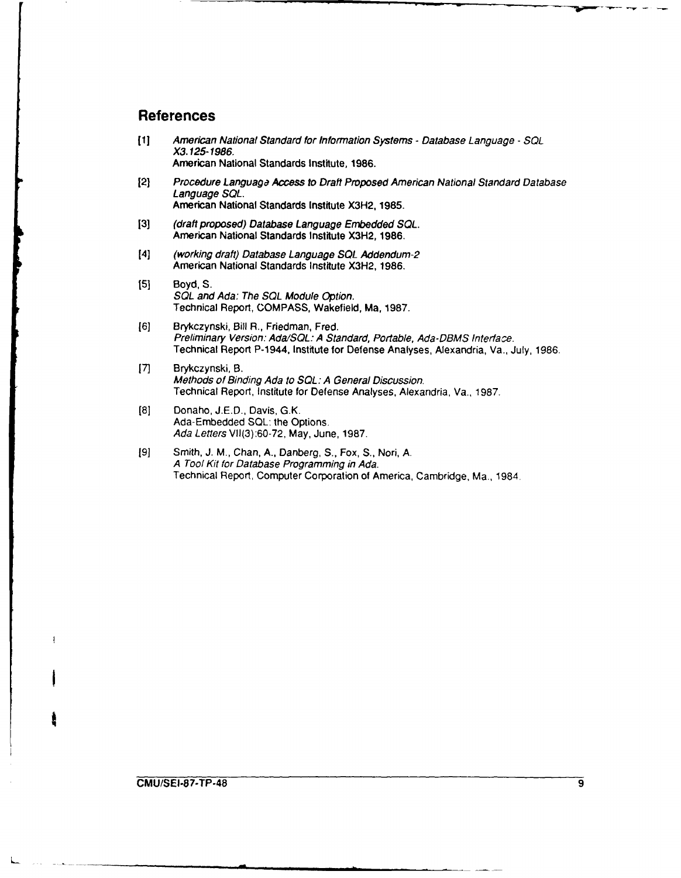## References

[1] *American National Standard for Information Systems - Database Language - SQL X3.125-1986.*
American National Standards Institute, 1986.

[2] *Procedure Language Access to Draft Proposed American National Standard Database Language SQL.*
American National Standards Institute X3H2, 1985.

[3] *(draft proposed) Database Language Embedded SQL.*
American National Standards Institute X3H2, 1986.

[4] *(working draft) Database Language SQL Addendum-2*
American National Standards Institute X3H2, 1986.

[5] Boyd, S.
*SQL and Ada: The SQL Module Option.*
Technical Report, COMPASS, Wakefield, Ma, 1987.

[6] Brykczynski, Bill R., Friedman, Fred.
*Preliminary Version: Ada/SQL: A Standard, Portable, Ada-DBMS Interface.*
Technical Report P-1944, Institute for Defense Analyses, Alexandria, Va., July, 1986.

[7] Brykczynski, B.
*Methods of Binding Ada to SQL: A General Discussion.*
Technical Report, Institute for Defense Analyses, Alexandria, Va., 1987.

[8] Donaho, J.E.D., Davis, G.K.
Ada-Embedded SQL: the Options.
*Ada Letters* VII(3):60-72, May, June, 1987.

[9] Smith, J. M., Chan, A., Danberg, S., Fox, S., Nori, A.
*A Tool Kit for Database Programming in Ada.*
Technical Report, Computer Corporation of America, Cambridge, Ma., 1984.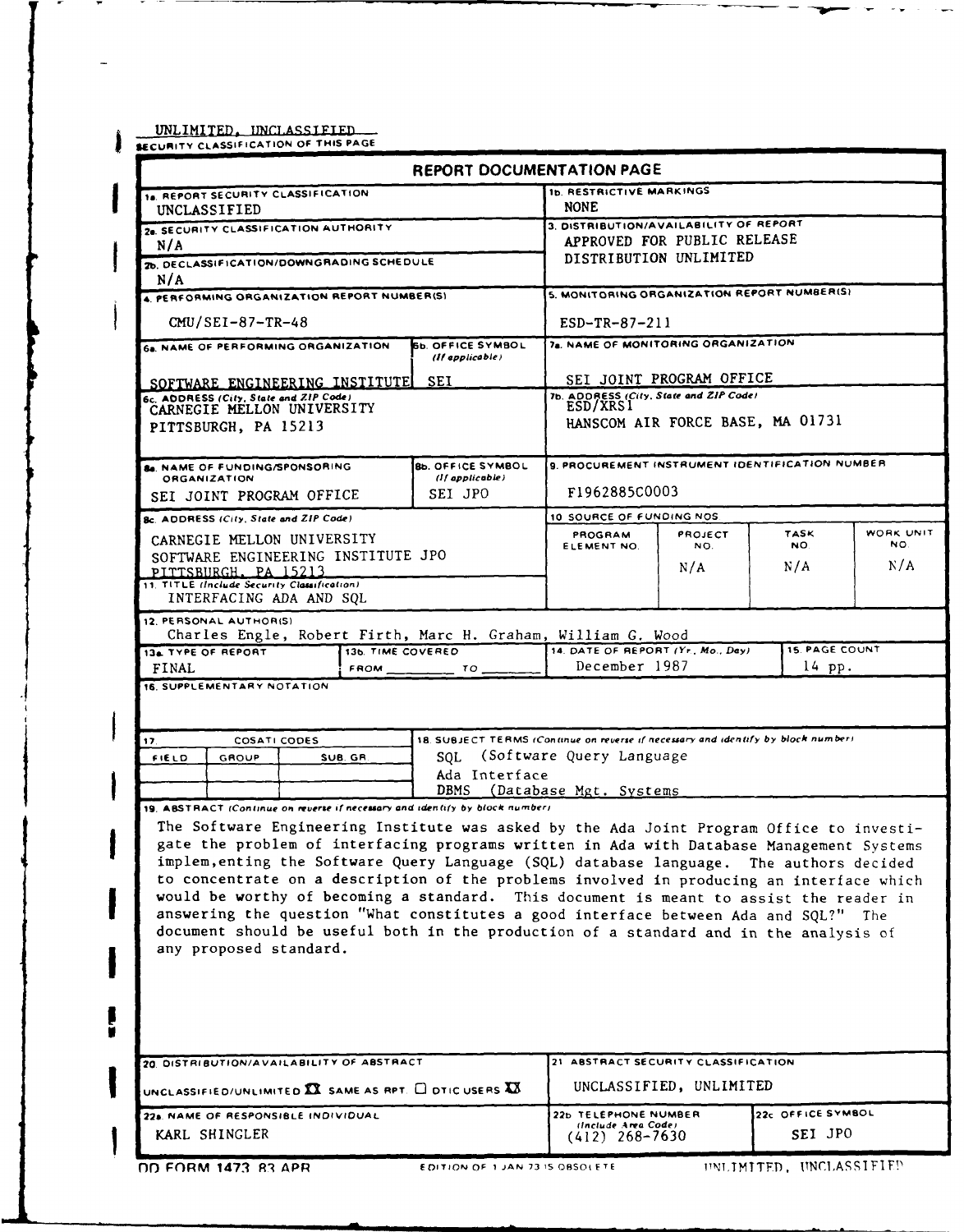UNLIMITED, UNCLASSIFIED
SECURITY CLASSIFICATION OF THIS PAGE

## REPORT DOCUMENTATION PAGE

| | |
|---|---|
| 1a. REPORT SECURITY CLASSIFICATION<br>UNCLASSIFIED | 1b. RESTRICTIVE MARKINGS<br>NONE |
| 2a. SECURITY CLASSIFICATION AUTHORITY<br>N/A | 3. DISTRIBUTION/AVAILABILITY OF REPORT<br>APPROVED FOR PUBLIC RELEASE<br>DISTRIBUTION UNLIMITED |
| 2b. DECLASSIFICATION/DOWNGRADING SCHEDULE<br>N/A | |
| 4. PERFORMING ORGANIZATION REPORT NUMBER(S)<br>CMU/SEI-87-TR-48 | 5. MONITORING ORGANIZATION REPORT NUMBER(S)<br>ESD-TR-87-211 |
| 6a. NAME OF PERFORMING ORGANIZATION<br>SOFTWARE ENGINEERING INSTITUTE<br>6b. OFFICE SYMBOL (If applicable)<br>SEI | 7a. NAME OF MONITORING ORGANIZATION<br>SEI JOINT PROGRAM OFFICE |
| 6c. ADDRESS (City, State and ZIP Code)<br>CARNEGIE MELLON UNIVERSITY<br>PITTSBURGH, PA 15213 | 7b. ADDRESS (City, State and ZIP Code)<br>ESD/XRS1<br>HANSCOM AIR FORCE BASE, MA 01731 |
| 8a. NAME OF FUNDING/SPONSORING ORGANIZATION<br>SEI JOINT PROGRAM OFFICE<br>8b. OFFICE SYMBOL (If applicable)<br>SEI JPO | 9. PROCUREMENT INSTRUMENT IDENTIFICATION NUMBER<br>F1962885C0003 |
| 8c. ADDRESS (City, State and ZIP Code)<br>CARNEGIE MELLON UNIVERSITY<br>SOFTWARE ENGINEERING INSTITUTE JPO<br>PITTSBURGH, PA 15213 | 10. SOURCE OF FUNDING NOS.<br>PROGRAM ELEMENT NO.: <br>PROJECT NO.: N/A<br>TASK NO.: N/A<br>WORK UNIT NO.: N/A |
| 11. TITLE (Include Security Classification)<br>INTERFACING ADA AND SQL | |
| 12. PERSONAL AUTHOR(S)<br>Charles Engle, Robert Firth, Marc H. Graham, William G. Wood | |
| 13a. TYPE OF REPORT<br>FINAL<br>13b. TIME COVERED<br>FROM ______ TO ______ | 14. DATE OF REPORT (Yr., Mo., Day)<br>December 1987<br>15. PAGE COUNT<br>14 pp. |
| 16. SUPPLEMENTARY NOTATION | |
| 17. COSATI CODES<br>FIELD / GROUP / SUB. GR. | 18. SUBJECT TERMS (Continue on reverse if necessary and identify by block number)<br>SQL (Software Query Language<br>Ada Interface<br>DBMS (Database Mgt. Systems |

19. ABSTRACT (Continue on reverse if necessary and identify by block number)

The Software Engineering Institute was asked by the Ada Joint Program Office to investigate the problem of interfacing programs written in Ada with Database Management Systems implem,enting the Software Query Language (SQL) database language. The authors decided to concentrate on a description of the problems involved in producing an interface which would be worthy of becoming a standard. This document is meant to assist the reader in answering the question "What constitutes a good interface between Ada and SQL?" The document should be useful both in the production of a standard and in the analysis of any proposed standard.

| | |
|---|---|
| 20. DISTRIBUTION/AVAILABILITY OF ABSTRACT<br>UNCLASSIFIED/UNLIMITED ☒ SAME AS RPT. ☐ DTIC USERS ☒ | 21. ABSTRACT SECURITY CLASSIFICATION<br>UNCLASSIFIED, UNLIMITED |
| 22a. NAME OF RESPONSIBLE INDIVIDUAL<br>KARL SHINGLER | 22b. TELEPHONE NUMBER (Include Area Code)<br>(412) 268-7630<br>22c. OFFICE SYMBOL<br>SEI JPO |

DD FORM 1473, 83 APR EDITION OF 1 JAN 73 IS OBSOLETE. UNLIMITED, UNCLASSIFIED